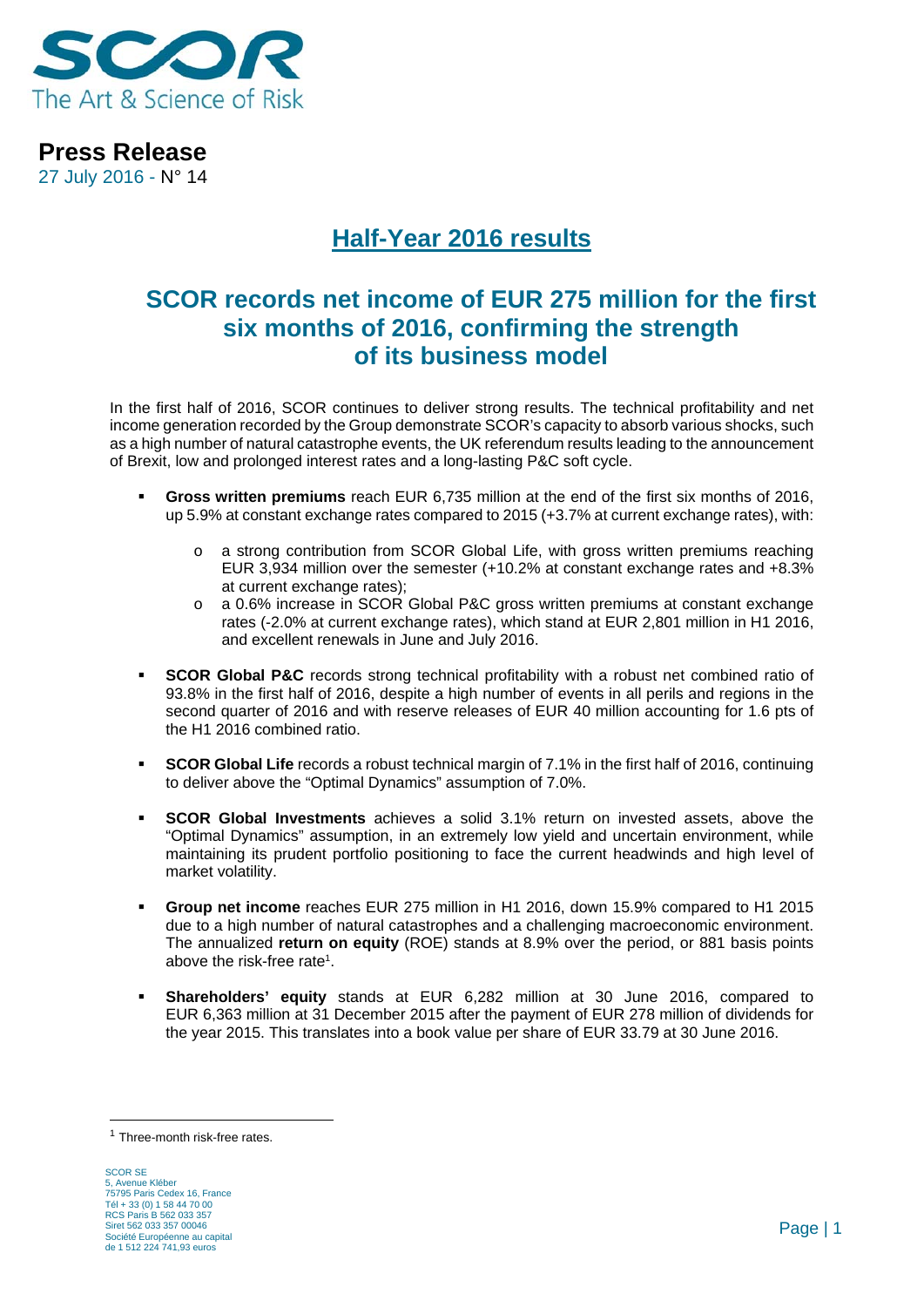SCOR
The Art & Science of Risk

**Press Release**
27 July 2016 - N° 14

# Half-Year 2016 results

## SCOR records net income of EUR 275 million for the first six months of 2016, confirming the strength of its business model

In the first half of 2016, SCOR continues to deliver strong results. The technical profitability and net income generation recorded by the Group demonstrate SCOR's capacity to absorb various shocks, such as a high number of natural catastrophe events, the UK referendum results leading to the announcement of Brexit, low and prolonged interest rates and a long-lasting P&C soft cycle.

- **Gross written premiums** reach EUR 6,735 million at the end of the first six months of 2016, up 5.9% at constant exchange rates compared to 2015 (+3.7% at current exchange rates), with:
    - a strong contribution from SCOR Global Life, with gross written premiums reaching EUR 3,934 million over the semester (+10.2% at constant exchange rates and +8.3% at current exchange rates);
    - a 0.6% increase in SCOR Global P&C gross written premiums at constant exchange rates (-2.0% at current exchange rates), which stand at EUR 2,801 million in H1 2016, and excellent renewals in June and July 2016.
- **SCOR Global P&C** records strong technical profitability with a robust net combined ratio of 93.8% in the first half of 2016, despite a high number of events in all perils and regions in the second quarter of 2016 and with reserve releases of EUR 40 million accounting for 1.6 pts of the H1 2016 combined ratio.
- **SCOR Global Life** records a robust technical margin of 7.1% in the first half of 2016, continuing to deliver above the "Optimal Dynamics" assumption of 7.0%.
- **SCOR Global Investments** achieves a solid 3.1% return on invested assets, above the "Optimal Dynamics" assumption, in an extremely low yield and uncertain environment, while maintaining its prudent portfolio positioning to face the current headwinds and high level of market volatility.
- **Group net income** reaches EUR 275 million in H1 2016, down 15.9% compared to H1 2015 due to a high number of natural catastrophes and a challenging macroeconomic environment. The annualized **return on equity** (ROE) stands at 8.9% over the period, or 881 basis points above the risk-free rate[1].
- **Shareholders' equity** stands at EUR 6,282 million at 30 June 2016, compared to EUR 6,363 million at 31 December 2015 after the payment of EUR 278 million of dividends for the year 2015. This translates into a book value per share of EUR 33.79 at 30 June 2016.

[1] Three-month risk-free rates.

SCOR SE
5, Avenue Kléber
75795 Paris Cedex 16, France
Tél + 33 (0) 1 58 44 70 00
RCS Paris B 562 033 357
Siret 562 033 357 00046
Société Européenne au capital
de 1 512 224 741,93 euros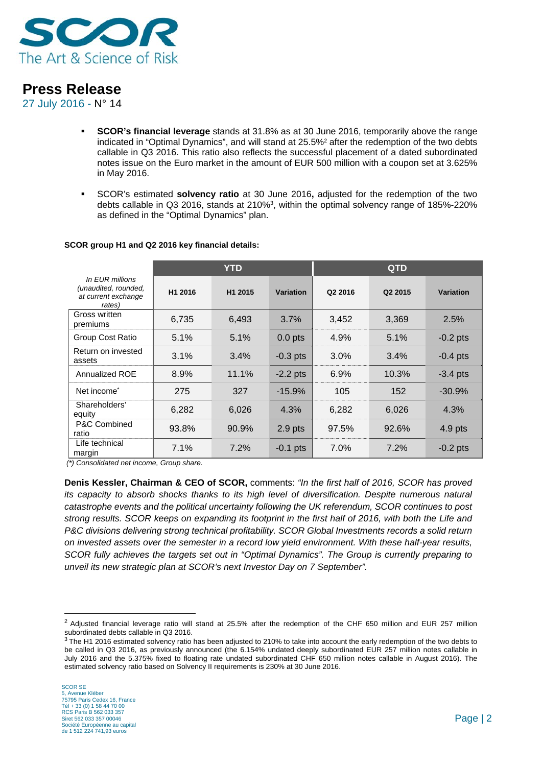- **SCOR's financial leverage** stands at 31.8% as at 30 June 2016, temporarily above the range indicated in "Optimal Dynamics", and will stand at 25.5%[2] after the redemption of the two debts callable in Q3 2016. This ratio also reflects the successful placement of a dated subordinated notes issue on the Euro market in the amount of EUR 500 million with a coupon set at 3.625% in May 2016.

- SCOR's estimated **solvency ratio** at 30 June 2016**,** adjusted for the redemption of the two debts callable in Q3 2016, stands at 210%[3], within the optimal solvency range of 185%-220% as defined in the "Optimal Dynamics" plan.

**SCOR group H1 and Q2 2016 key financial details:**

| *In EUR millions (unaudited, rounded, at current exchange rates)* | YTD | | | QTD | | |
|---|---|---|---|---|---|---|
| | H1 2016 | H1 2015 | Variation | Q2 2016 | Q2 2015 | Variation |
| Gross written premiums | 6,735 | 6,493 | 3.7% | 3,452 | 3,369 | 2.5% |
| Group Cost Ratio | 5.1% | 5.1% | 0.0 pts | 4.9% | 5.1% | -0.2 pts |
| Return on invested assets | 3.1% | 3.4% | -0.3 pts | 3.0% | 3.4% | -0.4 pts |
| Annualized ROE | 8.9% | 11.1% | -2.2 pts | 6.9% | 10.3% | -3.4 pts |
| Net income* | 275 | 327 | -15.9% | 105 | 152 | -30.9% |
| Shareholders' equity | 6,282 | 6,026 | 4.3% | 6,282 | 6,026 | 4.3% |
| P&C Combined ratio | 93.8% | 90.9% | 2.9 pts | 97.5% | 92.6% | 4.9 pts |
| Life technical margin | 7.1% | 7.2% | -0.1 pts | 7.0% | 7.2% | -0.2 pts |

*(\*) Consolidated net income, Group share.*

**Denis Kessler, Chairman & CEO of SCOR,** comments: *"In the first half of 2016, SCOR has proved its capacity to absorb shocks thanks to its high level of diversification. Despite numerous natural catastrophe events and the political uncertainty following the UK referendum, SCOR continues to post strong results. SCOR keeps on expanding its footprint in the first half of 2016, with both the Life and P&C divisions delivering strong technical profitability. SCOR Global Investments records a solid return on invested assets over the semester in a record low yield environment. With these half-year results, SCOR fully achieves the targets set out in "Optimal Dynamics". The Group is currently preparing to unveil its new strategic plan at SCOR's next Investor Day on 7 September".*

---

[2] Adjusted financial leverage ratio will stand at 25.5% after the redemption of the CHF 650 million and EUR 257 million subordinated debts callable in Q3 2016.

[3] The H1 2016 estimated solvency ratio has been adjusted to 210% to take into account the early redemption of the two debts to be called in Q3 2016, as previously announced (the 6.154% undated deeply subordinated EUR 257 million notes callable in July 2016 and the 5.375% fixed to floating rate undated subordinated CHF 650 million notes callable in August 2016). The estimated solvency ratio based on Solvency II requirements is 230% at 30 June 2016.

SCOR SE
5, Avenue Kléber
75795 Paris Cedex 16, France
Tél + 33 (0) 1 58 44 70 00
RCS Paris B 562 033 357
Siret 562 033 357 00046
Société Européenne au capital
de 1 512 224 741,93 euros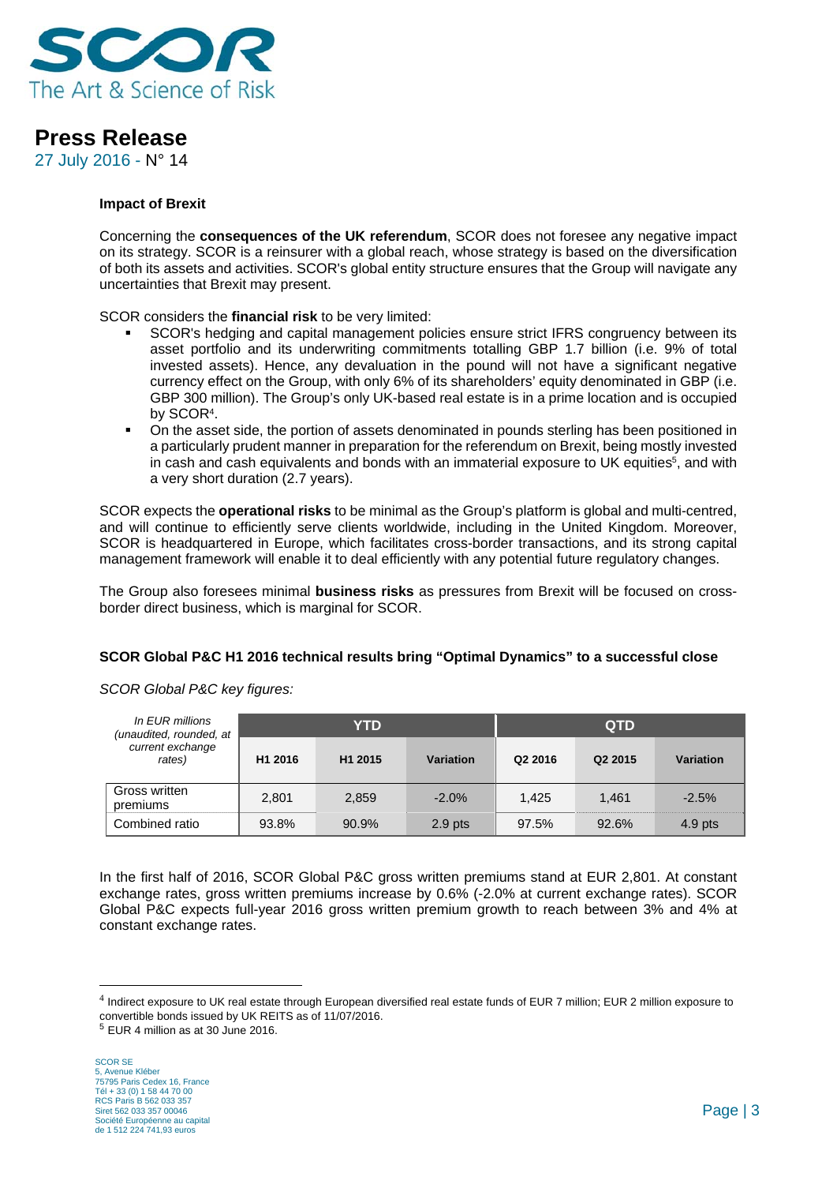**Impact of Brexit**

Concerning the **consequences of the UK referendum**, SCOR does not foresee any negative impact on its strategy. SCOR is a reinsurer with a global reach, whose strategy is based on the diversification of both its assets and activities. SCOR's global entity structure ensures that the Group will navigate any uncertainties that Brexit may present.

SCOR considers the **financial risk** to be very limited:

- SCOR's hedging and capital management policies ensure strict IFRS congruency between its asset portfolio and its underwriting commitments totalling GBP 1.7 billion (i.e. 9% of total invested assets). Hence, any devaluation in the pound will not have a significant negative currency effect on the Group, with only 6% of its shareholders' equity denominated in GBP (i.e. GBP 300 million). The Group's only UK-based real estate is in a prime location and is occupied by SCOR[4].
- On the asset side, the portion of assets denominated in pounds sterling has been positioned in a particularly prudent manner in preparation for the referendum on Brexit, being mostly invested in cash and cash equivalents and bonds with an immaterial exposure to UK equities[5], and with a very short duration (2.7 years).

SCOR expects the **operational risks** to be minimal as the Group's platform is global and multi-centred, and will continue to efficiently serve clients worldwide, including in the United Kingdom. Moreover, SCOR is headquartered in Europe, which facilitates cross-border transactions, and its strong capital management framework will enable it to deal efficiently with any potential future regulatory changes.

The Group also foresees minimal **business risks** as pressures from Brexit will be focused on cross-border direct business, which is marginal for SCOR.

**SCOR Global P&C H1 2016 technical results bring "Optimal Dynamics" to a successful close**

*SCOR Global P&C key figures:*

| *In EUR millions (unaudited, rounded, at current exchange rates)* | YTD | | | QTD | | |
|---|---|---|---|---|---|---|
| | H1 2016 | H1 2015 | Variation | Q2 2016 | Q2 2015 | Variation |
| Gross written premiums | 2,801 | 2,859 | -2.0% | 1,425 | 1,461 | -2.5% |
| Combined ratio | 93.8% | 90.9% | 2.9 pts | 97.5% | 92.6% | 4.9 pts |

In the first half of 2016, SCOR Global P&C gross written premiums stand at EUR 2,801. At constant exchange rates, gross written premiums increase by 0.6% (-2.0% at current exchange rates). SCOR Global P&C expects full-year 2016 gross written premium growth to reach between 3% and 4% at constant exchange rates.

---

[4] Indirect exposure to UK real estate through European diversified real estate funds of EUR 7 million; EUR 2 million exposure to convertible bonds issued by UK REITS as of 11/07/2016.

[5] EUR 4 million as at 30 June 2016.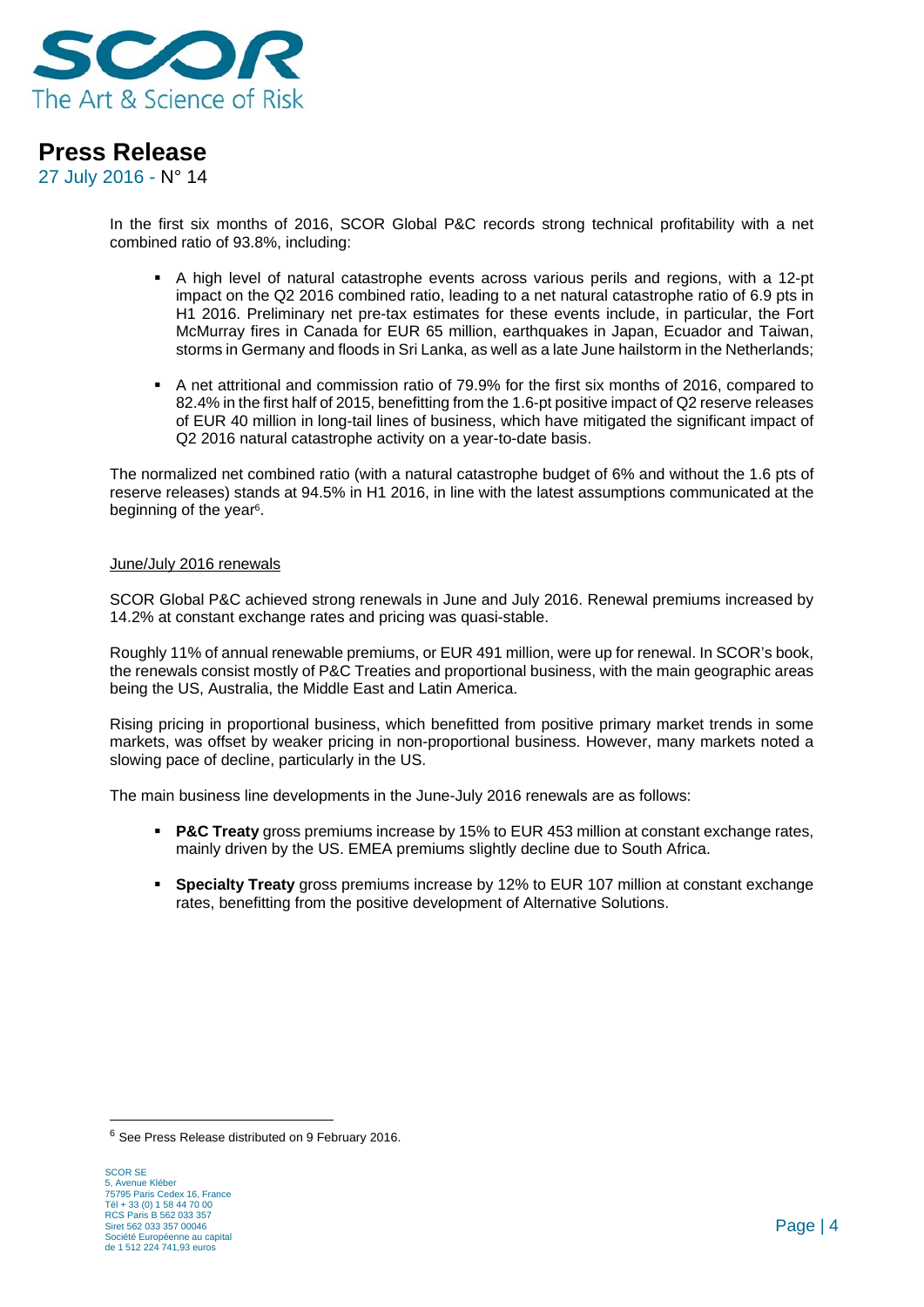In the first six months of 2016, SCOR Global P&C records strong technical profitability with a net combined ratio of 93.8%, including:

- A high level of natural catastrophe events across various perils and regions, with a 12-pt impact on the Q2 2016 combined ratio, leading to a net natural catastrophe ratio of 6.9 pts in H1 2016. Preliminary net pre-tax estimates for these events include, in particular, the Fort McMurray fires in Canada for EUR 65 million, earthquakes in Japan, Ecuador and Taiwan, storms in Germany and floods in Sri Lanka, as well as a late June hailstorm in the Netherlands;
- A net attritional and commission ratio of 79.9% for the first six months of 2016, compared to 82.4% in the first half of 2015, benefitting from the 1.6-pt positive impact of Q2 reserve releases of EUR 40 million in long-tail lines of business, which have mitigated the significant impact of Q2 2016 natural catastrophe activity on a year-to-date basis.

The normalized net combined ratio (with a natural catastrophe budget of 6% and without the 1.6 pts of reserve releases) stands at 94.5% in H1 2016, in line with the latest assumptions communicated at the beginning of the year[6].

June/July 2016 renewals

SCOR Global P&C achieved strong renewals in June and July 2016. Renewal premiums increased by 14.2% at constant exchange rates and pricing was quasi-stable.

Roughly 11% of annual renewable premiums, or EUR 491 million, were up for renewal. In SCOR's book, the renewals consist mostly of P&C Treaties and proportional business, with the main geographic areas being the US, Australia, the Middle East and Latin America.

Rising pricing in proportional business, which benefitted from positive primary market trends in some markets, was offset by weaker pricing in non-proportional business. However, many markets noted a slowing pace of decline, particularly in the US.

The main business line developments in the June-July 2016 renewals are as follows:

- **P&C Treaty** gross premiums increase by 15% to EUR 453 million at constant exchange rates, mainly driven by the US. EMEA premiums slightly decline due to South Africa.
- **Specialty Treaty** gross premiums increase by 12% to EUR 107 million at constant exchange rates, benefitting from the positive development of Alternative Solutions.

[6] See Press Release distributed on 9 February 2016.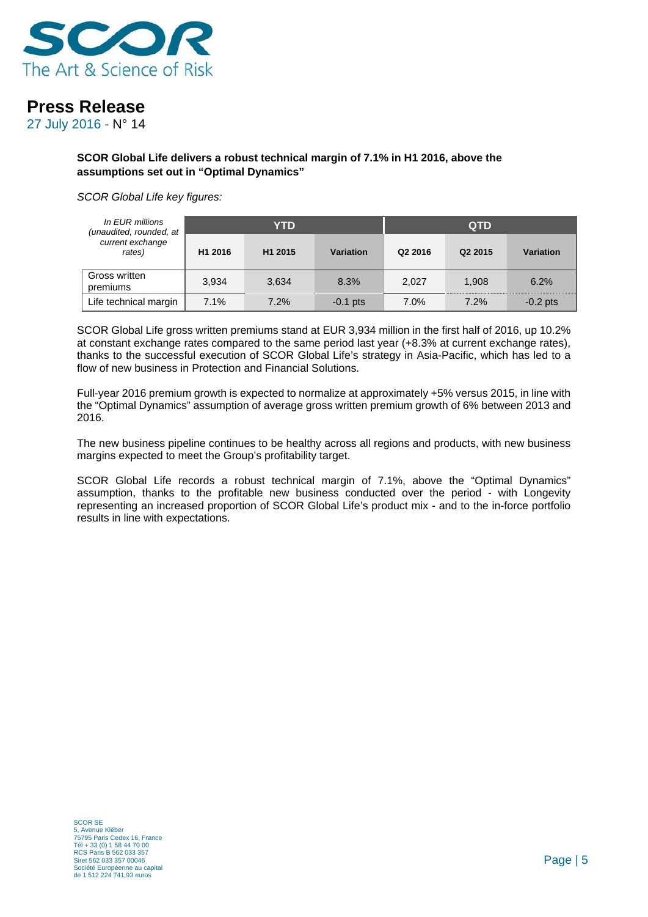**SCOR Global Life delivers a robust technical margin of 7.1% in H1 2016, above the assumptions set out in "Optimal Dynamics"**

*SCOR Global Life key figures:*

| *In EUR millions (unaudited, rounded, at current exchange rates)* | YTD | | | QTD | | |
|---|---|---|---|---|---|---|
| | H1 2016 | H1 2015 | Variation | Q2 2016 | Q2 2015 | Variation |
| Gross written premiums | 3,934 | 3,634 | 8.3% | 2,027 | 1,908 | 6.2% |
| Life technical margin | 7.1% | 7.2% | -0.1 pts | 7.0% | 7.2% | -0.2 pts |

SCOR Global Life gross written premiums stand at EUR 3,934 million in the first half of 2016, up 10.2% at constant exchange rates compared to the same period last year (+8.3% at current exchange rates), thanks to the successful execution of SCOR Global Life's strategy in Asia-Pacific, which has led to a flow of new business in Protection and Financial Solutions.

Full-year 2016 premium growth is expected to normalize at approximately +5% versus 2015, in line with the "Optimal Dynamics" assumption of average gross written premium growth of 6% between 2013 and 2016.

The new business pipeline continues to be healthy across all regions and products, with new business margins expected to meet the Group's profitability target.

SCOR Global Life records a robust technical margin of 7.1%, above the "Optimal Dynamics" assumption, thanks to the profitable new business conducted over the period - with Longevity representing an increased proportion of SCOR Global Life's product mix - and to the in-force portfolio results in line with expectations.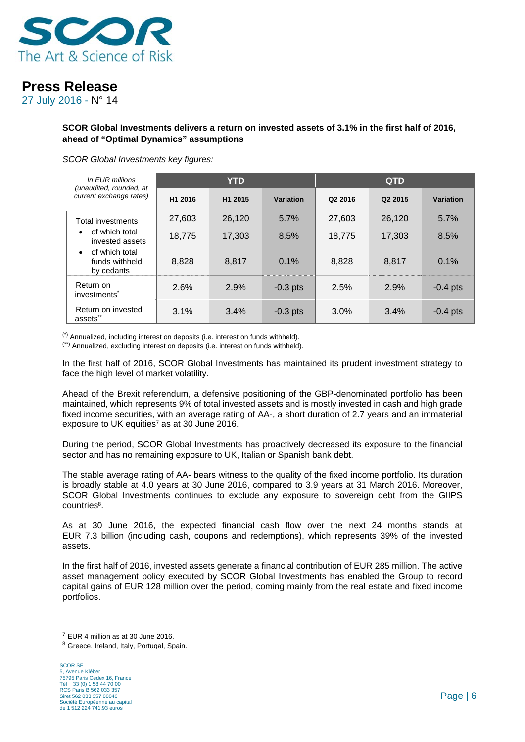**SCOR Global Investments delivers a return on invested assets of 3.1% in the first half of 2016, ahead of "Optimal Dynamics" assumptions**

*SCOR Global Investments key figures:*

| *In EUR millions (unaudited, rounded, at current exchange rates)* | YTD | | | QTD | | |
|---|---|---|---|---|---|---|
| | H1 2016 | H1 2015 | Variation | Q2 2016 | Q2 2015 | Variation |
| Total investments | 27,603 | 26,120 | 5.7% | 27,603 | 26,120 | 5.7% |
| • of which total invested assets | 18,775 | 17,303 | 8.5% | 18,775 | 17,303 | 8.5% |
| • of which total funds withheld by cedants | 8,828 | 8,817 | 0.1% | 8,828 | 8,817 | 0.1% |
| Return on investments* | 2.6% | 2.9% | -0.3 pts | 2.5% | 2.9% | -0.4 pts |
| Return on invested assets** | 3.1% | 3.4% | -0.3 pts | 3.0% | 3.4% | -0.4 pts |

(*) Annualized, including interest on deposits (i.e. interest on funds withheld).
(**) Annualized, excluding interest on deposits (i.e. interest on funds withheld).

In the first half of 2016, SCOR Global Investments has maintained its prudent investment strategy to face the high level of market volatility.

Ahead of the Brexit referendum, a defensive positioning of the GBP-denominated portfolio has been maintained, which represents 9% of total invested assets and is mostly invested in cash and high grade fixed income securities, with an average rating of AA-, a short duration of 2.7 years and an immaterial exposure to UK equities[7] as at 30 June 2016.

During the period, SCOR Global Investments has proactively decreased its exposure to the financial sector and has no remaining exposure to UK, Italian or Spanish bank debt.

The stable average rating of AA- bears witness to the quality of the fixed income portfolio. Its duration is broadly stable at 4.0 years at 30 June 2016, compared to 3.9 years at 31 March 2016. Moreover, SCOR Global Investments continues to exclude any exposure to sovereign debt from the GIIPS countries[8].

As at 30 June 2016, the expected financial cash flow over the next 24 months stands at EUR 7.3 billion (including cash, coupons and redemptions), which represents 39% of the invested assets.

In the first half of 2016, invested assets generate a financial contribution of EUR 285 million. The active asset management policy executed by SCOR Global Investments has enabled the Group to record capital gains of EUR 128 million over the period, coming mainly from the real estate and fixed income portfolios.

[7] EUR 4 million as at 30 June 2016.

[8] Greece, Ireland, Italy, Portugal, Spain.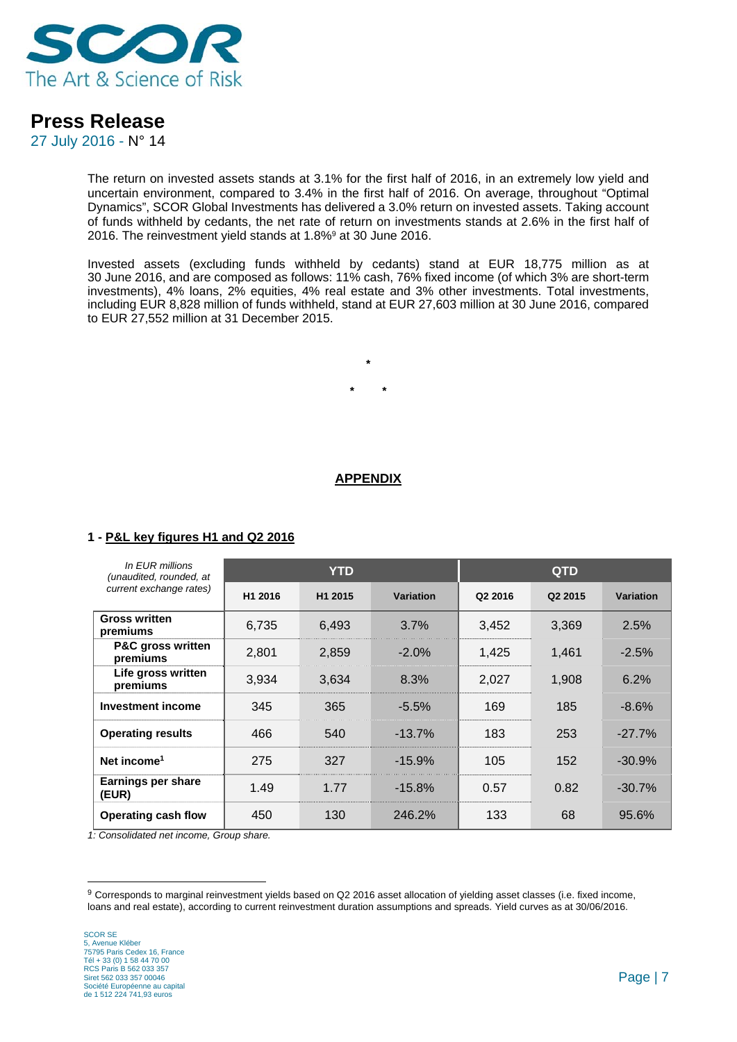The return on invested assets stands at 3.1% for the first half of 2016, in an extremely low yield and uncertain environment, compared to 3.4% in the first half of 2016. On average, throughout "Optimal Dynamics", SCOR Global Investments has delivered a 3.0% return on invested assets. Taking account of funds withheld by cedants, the net rate of return on investments stands at 2.6% in the first half of 2016. The reinvestment yield stands at 1.8%[9] at 30 June 2016.

Invested assets (excluding funds withheld by cedants) stand at EUR 18,775 million as at 30 June 2016, and are composed as follows: 11% cash, 76% fixed income (of which 3% are short-term investments), 4% loans, 2% equities, 4% real estate and 3% other investments. Total investments, including EUR 8,828 million of funds withheld, stand at EUR 27,603 million at 30 June 2016, compared to EUR 27,552 million at 31 December 2015.

\*

\* \*

## APPENDIX

### 1 - P&L key figures H1 and Q2 2016

| *In EUR millions (unaudited, rounded, at current exchange rates)* | YTD | | | QTD | | |
|---|---|---|---|---|---|---|
| | H1 2016 | H1 2015 | Variation | Q2 2016 | Q2 2015 | Variation |
| **Gross written premiums** | 6,735 | 6,493 | 3.7% | 3,452 | 3,369 | 2.5% |
| **P&C gross written premiums** | 2,801 | 2,859 | -2.0% | 1,425 | 1,461 | -2.5% |
| **Life gross written premiums** | 3,934 | 3,634 | 8.3% | 2,027 | 1,908 | 6.2% |
| **Investment income** | 345 | 365 | -5.5% | 169 | 185 | -8.6% |
| **Operating results** | 466 | 540 | -13.7% | 183 | 253 | -27.7% |
| **Net income[1]** | 275 | 327 | -15.9% | 105 | 152 | -30.9% |
| **Earnings per share (EUR)** | 1.49 | 1.77 | -15.8% | 0.57 | 0.82 | -30.7% |
| **Operating cash flow** | 450 | 130 | 246.2% | 133 | 68 | 95.6% |

*1: Consolidated net income, Group share.*

[9] Corresponds to marginal reinvestment yields based on Q2 2016 asset allocation of yielding asset classes (i.e. fixed income, loans and real estate), according to current reinvestment duration assumptions and spreads. Yield curves as at 30/06/2016.

SCOR SE
5, Avenue Kléber
75795 Paris Cedex 16, France
Tél + 33 (0) 1 58 44 70 00
RCS Paris B 562 033 357
Siret 562 033 357 00046
Société Européenne au capital de 1 512 224 741,93 euros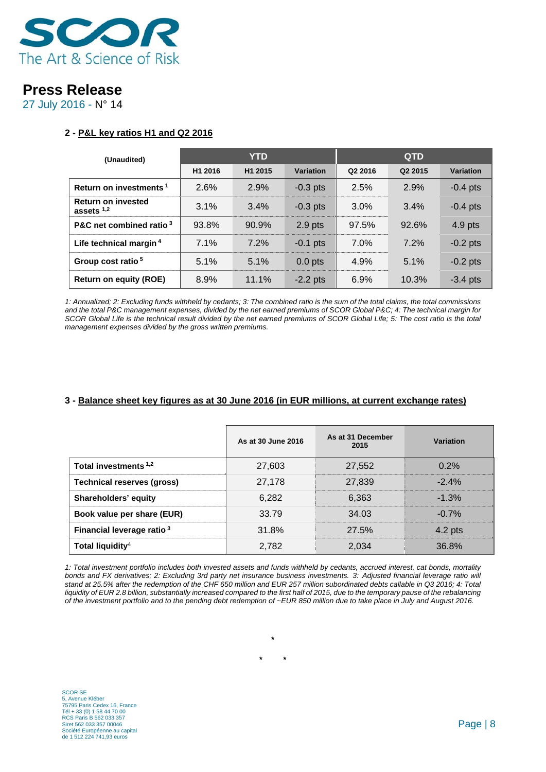## 2 - P&L key ratios H1 and Q2 2016

| (Unaudited) | YTD | | | QTD | | |
|---|---|---|---|---|---|---|
| | H1 2016 | H1 2015 | Variation | Q2 2016 | Q2 2015 | Variation |
| **Return on investments** [1] | 2.6% | 2.9% | -0.3 pts | 2.5% | 2.9% | -0.4 pts |
| **Return on invested assets** [1,2] | 3.1% | 3.4% | -0.3 pts | 3.0% | 3.4% | -0.4 pts |
| **P&C net combined ratio** [3] | 93.8% | 90.9% | 2.9 pts | 97.5% | 92.6% | 4.9 pts |
| **Life technical margin** [4] | 7.1% | 7.2% | -0.1 pts | 7.0% | 7.2% | -0.2 pts |
| **Group cost ratio** [5] | 5.1% | 5.1% | 0.0 pts | 4.9% | 5.1% | -0.2 pts |
| **Return on equity (ROE)** | 8.9% | 11.1% | -2.2 pts | 6.9% | 10.3% | -3.4 pts |

*1: Annualized; 2: Excluding funds withheld by cedants; 3: The combined ratio is the sum of the total claims, the total commissions and the total P&C management expenses, divided by the net earned premiums of SCOR Global P&C; 4: The technical margin for SCOR Global Life is the technical result divided by the net earned premiums of SCOR Global Life; 5: The cost ratio is the total management expenses divided by the gross written premiums.*

## 3 - Balance sheet key figures as at 30 June 2016 (in EUR millions, at current exchange rates)

| | As at 30 June 2016 | As at 31 December 2015 | Variation |
|---|---|---|---|
| **Total investments** [1,2] | 27,603 | 27,552 | 0.2% |
| **Technical reserves (gross)** | 27,178 | 27,839 | -2.4% |
| **Shareholders' equity** | 6,282 | 6,363 | -1.3% |
| **Book value per share (EUR)** | 33.79 | 34.03 | -0.7% |
| **Financial leverage ratio** [3] | 31.8% | 27.5% | 4.2 pts |
| **Total liquidity** [4] | 2,782 | 2,034 | 36.8% |

*1: Total investment portfolio includes both invested assets and funds withheld by cedants, accrued interest, cat bonds, mortality bonds and FX derivatives; 2: Excluding 3rd party net insurance business investments. 3: Adjusted financial leverage ratio will stand at 25.5% after the redemption of the CHF 650 million and EUR 257 million subordinated debts callable in Q3 2016; 4: Total liquidity of EUR 2.8 billion, substantially increased compared to the first half of 2015, due to the temporary pause of the rebalancing of the investment portfolio and to the pending debt redemption of ~EUR 850 million due to take place in July and August 2016.*

*

\* \*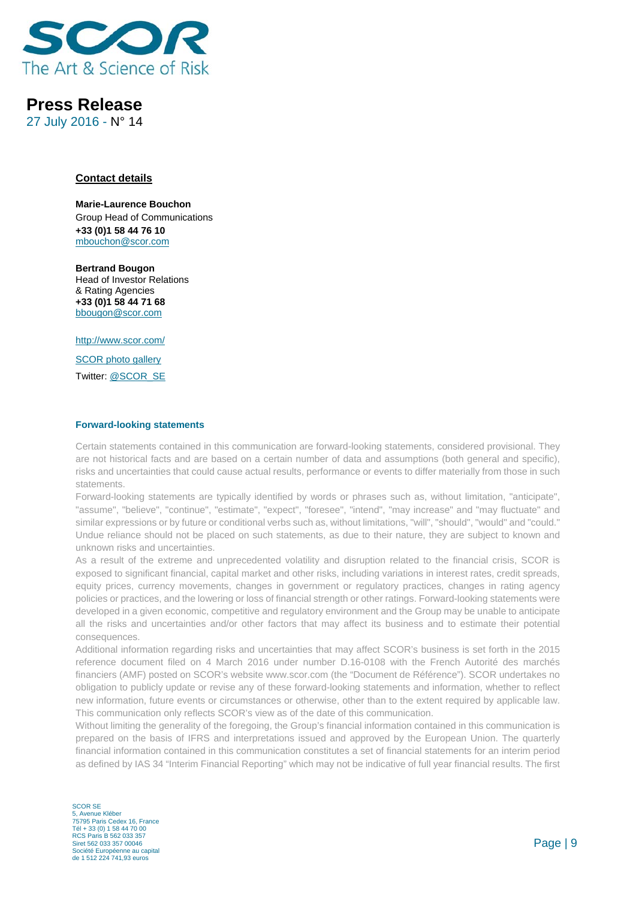# Press Release

27 July 2016 - N° 14

**Contact details**

**Marie-Laurence Bouchon**
Group Head of Communications
**+33 (0)1 58 44 76 10**
mbouchon@scor.com

**Bertrand Bougon**
Head of Investor Relations
& Rating Agencies
**+33 (0)1 58 44 71 68**
bbougon@scor.com

http://www.scor.com/

SCOR photo gallery

Twitter: @SCOR_SE

### Forward-looking statements

Certain statements contained in this communication are forward-looking statements, considered provisional. They are not historical facts and are based on a certain number of data and assumptions (both general and specific), risks and uncertainties that could cause actual results, performance or events to differ materially from those in such statements.

Forward-looking statements are typically identified by words or phrases such as, without limitation, "anticipate", "assume", "believe", "continue", "estimate", "expect", "foresee", "intend", "may increase" and "may fluctuate" and similar expressions or by future or conditional verbs such as, without limitations, "will", "should", "would" and "could." Undue reliance should not be placed on such statements, as due to their nature, they are subject to known and unknown risks and uncertainties.

As a result of the extreme and unprecedented volatility and disruption related to the financial crisis, SCOR is exposed to significant financial, capital market and other risks, including variations in interest rates, credit spreads, equity prices, currency movements, changes in government or regulatory practices, changes in rating agency policies or practices, and the lowering or loss of financial strength or other ratings. Forward-looking statements were developed in a given economic, competitive and regulatory environment and the Group may be unable to anticipate all the risks and uncertainties and/or other factors that may affect its business and to estimate their potential consequences.

Additional information regarding risks and uncertainties that may affect SCOR's business is set forth in the 2015 reference document filed on 4 March 2016 under number D.16-0108 with the French Autorité des marchés financiers (AMF) posted on SCOR's website www.scor.com (the "Document de Référence"). SCOR undertakes no obligation to publicly update or revise any of these forward-looking statements and information, whether to reflect new information, future events or circumstances or otherwise, other than to the extent required by applicable law. This communication only reflects SCOR's view as of the date of this communication.

Without limiting the generality of the foregoing, the Group's financial information contained in this communication is prepared on the basis of IFRS and interpretations issued and approved by the European Union. The quarterly financial information contained in this communication constitutes a set of financial statements for an interim period as defined by IAS 34 "Interim Financial Reporting" which may not be indicative of full year financial results. The first

SCOR SE
5, Avenue Kléber
75795 Paris Cedex 16, France
Tél + 33 (0) 1 58 44 70 00
RCS Paris B 562 033 357
Siret 562 033 357 00046
Société Européenne au capital
de 1 512 224 741,93 euros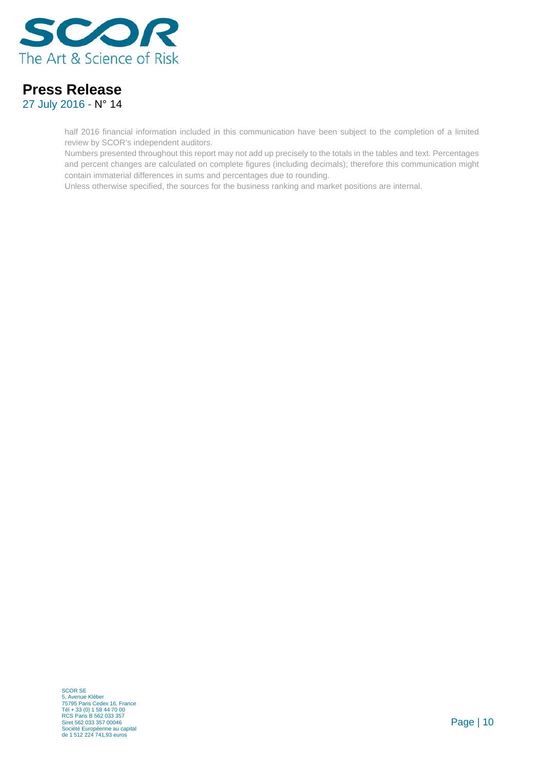half 2016 financial information included in this communication have been subject to the completion of a limited review by SCOR's independent auditors.

Numbers presented throughout this report may not add up precisely to the totals in the tables and text. Percentages and percent changes are calculated on complete figures (including decimals); therefore this communication might contain immaterial differences in sums and percentages due to rounding.

Unless otherwise specified, the sources for the business ranking and market positions are internal.